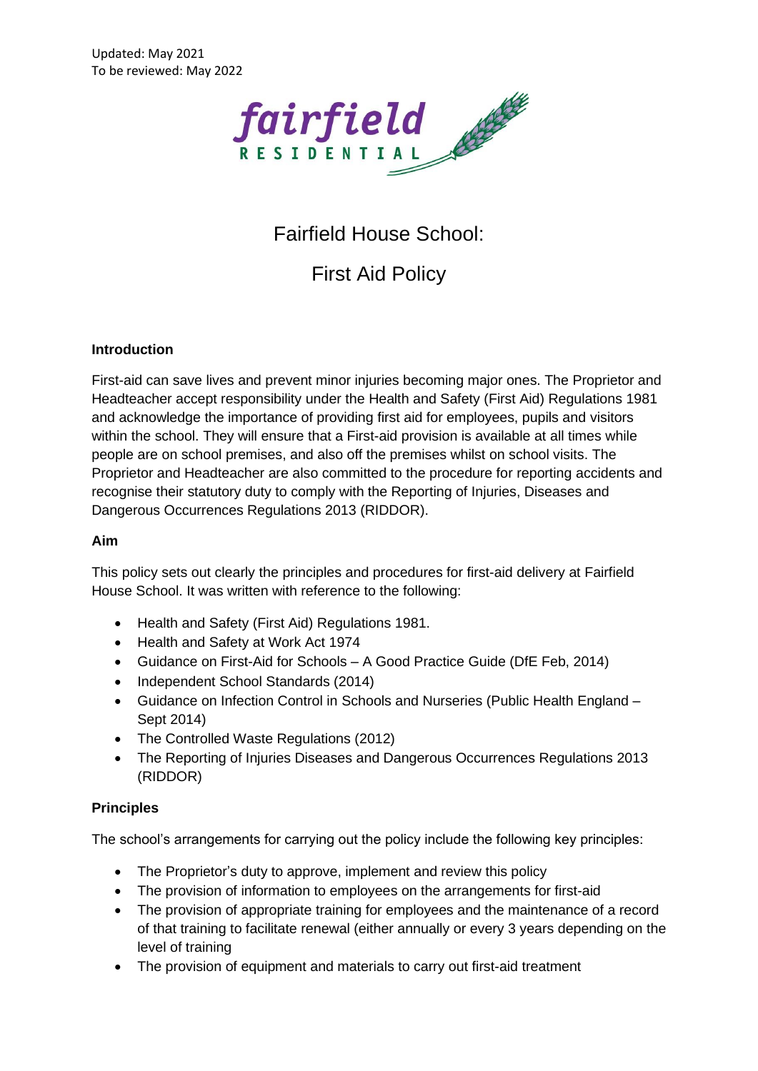Updated: May 2021
To be reviewed: May 2022

fairfield
RESIDENTIAL

# Fairfield House School:

# First Aid Policy

### Introduction

First-aid can save lives and prevent minor injuries becoming major ones. The Proprietor and Headteacher accept responsibility under the Health and Safety (First Aid) Regulations 1981 and acknowledge the importance of providing first aid for employees, pupils and visitors within the school. They will ensure that a First-aid provision is available at all times while people are on school premises, and also off the premises whilst on school visits. The Proprietor and Headteacher are also committed to the procedure for reporting accidents and recognise their statutory duty to comply with the Reporting of Injuries, Diseases and Dangerous Occurrences Regulations 2013 (RIDDOR).

### Aim

This policy sets out clearly the principles and procedures for first-aid delivery at Fairfield House School. It was written with reference to the following:

- Health and Safety (First Aid) Regulations 1981.
- Health and Safety at Work Act 1974
- Guidance on First-Aid for Schools – A Good Practice Guide (DfE Feb, 2014)
- Independent School Standards (2014)
- Guidance on Infection Control in Schools and Nurseries (Public Health England – Sept 2014)
- The Controlled Waste Regulations (2012)
- The Reporting of Injuries Diseases and Dangerous Occurrences Regulations 2013 (RIDDOR)

### Principles

The school's arrangements for carrying out the policy include the following key principles:

- The Proprietor's duty to approve, implement and review this policy
- The provision of information to employees on the arrangements for first-aid
- The provision of appropriate training for employees and the maintenance of a record of that training to facilitate renewal (either annually or every 3 years depending on the level of training
- The provision of equipment and materials to carry out first-aid treatment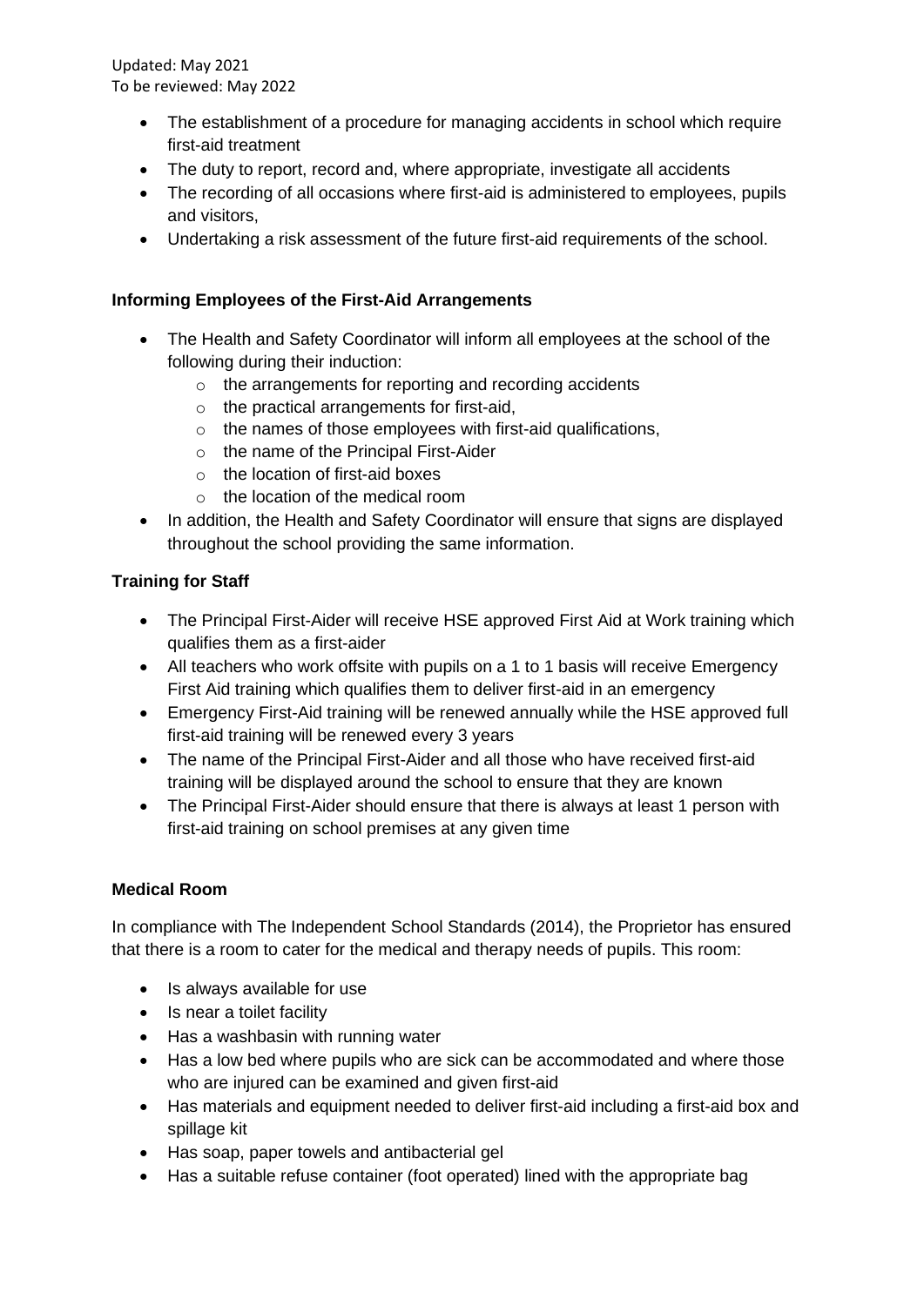- The establishment of a procedure for managing accidents in school which require first-aid treatment
- The duty to report, record and, where appropriate, investigate all accidents
- The recording of all occasions where first-aid is administered to employees, pupils and visitors,
- Undertaking a risk assessment of the future first-aid requirements of the school.

**Informing Employees of the First-Aid Arrangements**

- The Health and Safety Coordinator will inform all employees at the school of the following during their induction:
  - the arrangements for reporting and recording accidents
  - the practical arrangements for first-aid,
  - the names of those employees with first-aid qualifications,
  - the name of the Principal First-Aider
  - the location of first-aid boxes
  - the location of the medical room
- In addition, the Health and Safety Coordinator will ensure that signs are displayed throughout the school providing the same information.

**Training for Staff**

- The Principal First-Aider will receive HSE approved First Aid at Work training which qualifies them as a first-aider
- All teachers who work offsite with pupils on a 1 to 1 basis will receive Emergency First Aid training which qualifies them to deliver first-aid in an emergency
- Emergency First-Aid training will be renewed annually while the HSE approved full first-aid training will be renewed every 3 years
- The name of the Principal First-Aider and all those who have received first-aid training will be displayed around the school to ensure that they are known
- The Principal First-Aider should ensure that there is always at least 1 person with first-aid training on school premises at any given time

**Medical Room**

In compliance with The Independent School Standards (2014), the Proprietor has ensured that there is a room to cater for the medical and therapy needs of pupils. This room:

- Is always available for use
- Is near a toilet facility
- Has a washbasin with running water
- Has a low bed where pupils who are sick can be accommodated and where those who are injured can be examined and given first-aid
- Has materials and equipment needed to deliver first-aid including a first-aid box and spillage kit
- Has soap, paper towels and antibacterial gel
- Has a suitable refuse container (foot operated) lined with the appropriate bag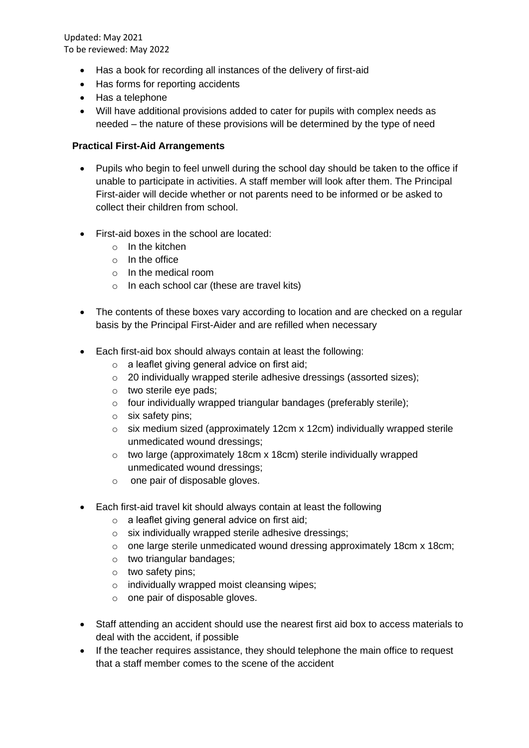- Has a book for recording all instances of the delivery of first-aid
- Has forms for reporting accidents
- Has a telephone
- Will have additional provisions added to cater for pupils with complex needs as needed – the nature of these provisions will be determined by the type of need

**Practical First-Aid Arrangements**

- Pupils who begin to feel unwell during the school day should be taken to the office if unable to participate in activities. A staff member will look after them. The Principal First-aider will decide whether or not parents need to be informed or be asked to collect their children from school.

- First-aid boxes in the school are located:
  - In the kitchen
  - In the office
  - In the medical room
  - In each school car (these are travel kits)

- The contents of these boxes vary according to location and are checked on a regular basis by the Principal First-Aider and are refilled when necessary

- Each first-aid box should always contain at least the following:
  - a leaflet giving general advice on first aid;
  - 20 individually wrapped sterile adhesive dressings (assorted sizes);
  - two sterile eye pads;
  - four individually wrapped triangular bandages (preferably sterile);
  - six safety pins;
  - six medium sized (approximately 12cm x 12cm) individually wrapped sterile unmedicated wound dressings;
  - two large (approximately 18cm x 18cm) sterile individually wrapped unmedicated wound dressings;
  - one pair of disposable gloves.

- Each first-aid travel kit should always contain at least the following
  - a leaflet giving general advice on first aid;
  - six individually wrapped sterile adhesive dressings;
  - one large sterile unmedicated wound dressing approximately 18cm x 18cm;
  - two triangular bandages;
  - two safety pins;
  - individually wrapped moist cleansing wipes;
  - one pair of disposable gloves.

- Staff attending an accident should use the nearest first aid box to access materials to deal with the accident, if possible
- If the teacher requires assistance, they should telephone the main office to request that a staff member comes to the scene of the accident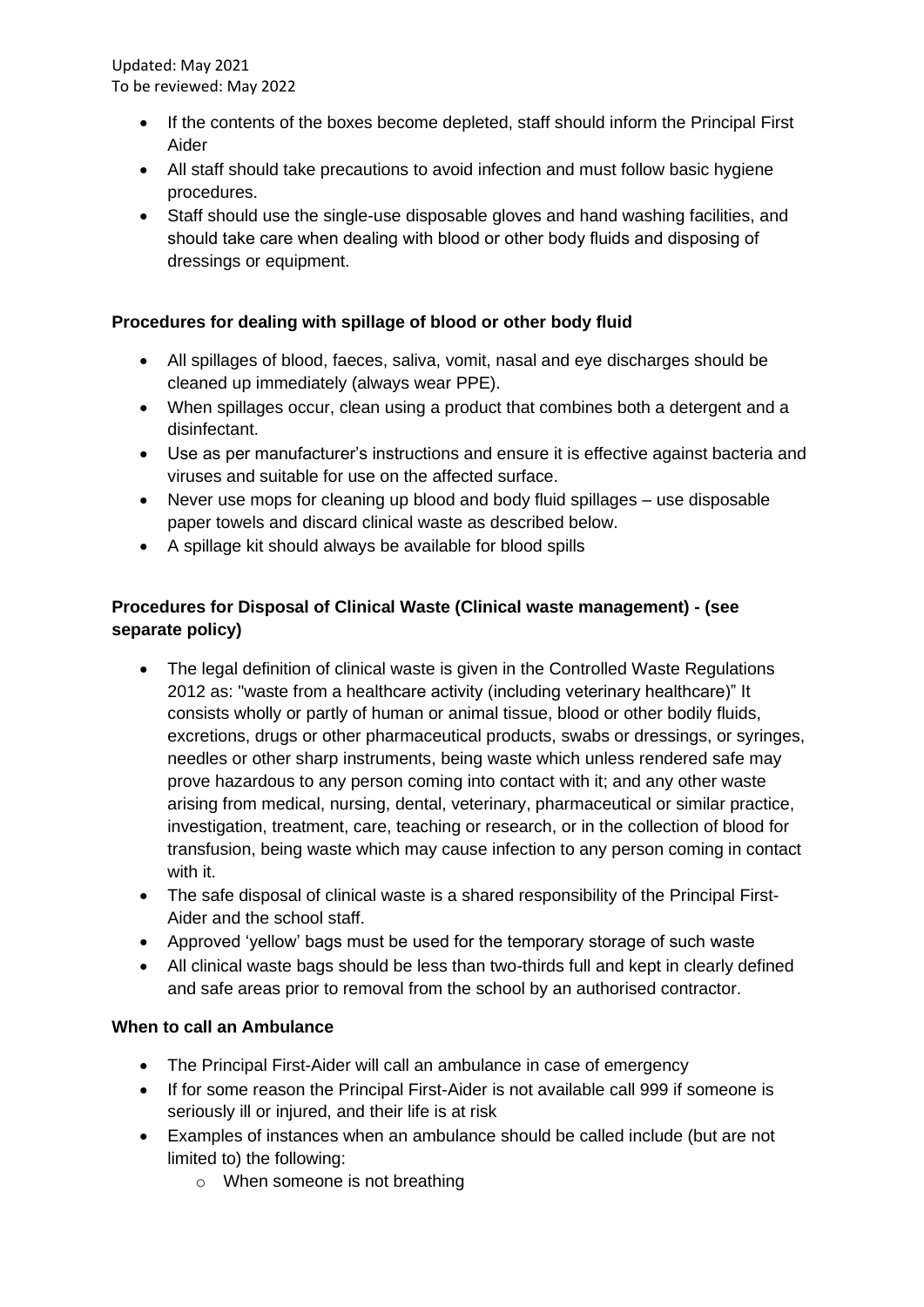- If the contents of the boxes become depleted, staff should inform the Principal First Aider
- All staff should take precautions to avoid infection and must follow basic hygiene procedures.
- Staff should use the single-use disposable gloves and hand washing facilities, and should take care when dealing with blood or other body fluids and disposing of dressings or equipment.

**Procedures for dealing with spillage of blood or other body fluid**

- All spillages of blood, faeces, saliva, vomit, nasal and eye discharges should be cleaned up immediately (always wear PPE).
- When spillages occur, clean using a product that combines both a detergent and a disinfectant.
- Use as per manufacturer's instructions and ensure it is effective against bacteria and viruses and suitable for use on the affected surface.
- Never use mops for cleaning up blood and body fluid spillages – use disposable paper towels and discard clinical waste as described below.
- A spillage kit should always be available for blood spills

**Procedures for Disposal of Clinical Waste (Clinical waste management) - (see separate policy)**

- The legal definition of clinical waste is given in the Controlled Waste Regulations 2012 as: "waste from a healthcare activity (including veterinary healthcare)" It consists wholly or partly of human or animal tissue, blood or other bodily fluids, excretions, drugs or other pharmaceutical products, swabs or dressings, or syringes, needles or other sharp instruments, being waste which unless rendered safe may prove hazardous to any person coming into contact with it; and any other waste arising from medical, nursing, dental, veterinary, pharmaceutical or similar practice, investigation, treatment, care, teaching or research, or in the collection of blood for transfusion, being waste which may cause infection to any person coming in contact with it.
- The safe disposal of clinical waste is a shared responsibility of the Principal First-Aider and the school staff.
- Approved 'yellow' bags must be used for the temporary storage of such waste
- All clinical waste bags should be less than two-thirds full and kept in clearly defined and safe areas prior to removal from the school by an authorised contractor.

**When to call an Ambulance**

- The Principal First-Aider will call an ambulance in case of emergency
- If for some reason the Principal First-Aider is not available call 999 if someone is seriously ill or injured, and their life is at risk
- Examples of instances when an ambulance should be called include (but are not limited to) the following:
  - When someone is not breathing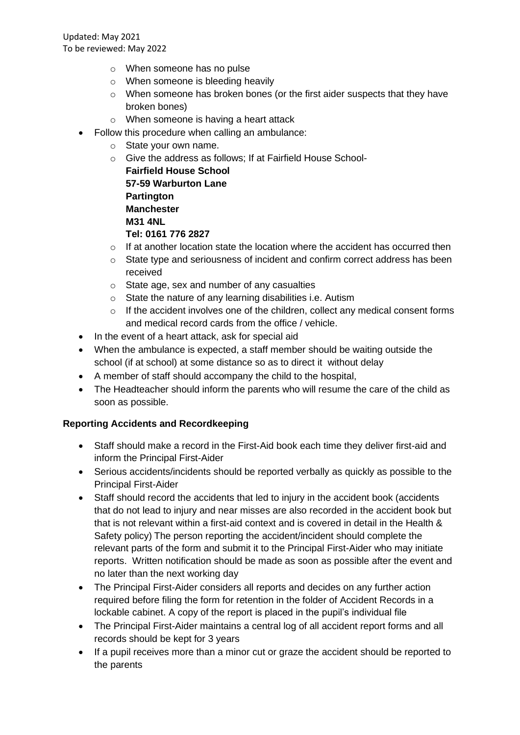- When someone has no pulse
    - When someone is bleeding heavily
    - When someone has broken bones (or the first aider suspects that they have broken bones)
    - When someone is having a heart attack
- Follow this procedure when calling an ambulance:
    - State your own name.
    - Give the address as follows; If at Fairfield House School-  
      **Fairfield House School**  
      **57-59 Warburton Lane**  
      **Partington**  
      **Manchester**  
      **M31 4NL**  
      **Tel: 0161 776 2827**
    - If at another location state the location where the accident has occurred then
    - State type and seriousness of incident and confirm correct address has been received
    - State age, sex and number of any casualties
    - State the nature of any learning disabilities i.e. Autism
    - If the accident involves one of the children, collect any medical consent forms and medical record cards from the office / vehicle.
- In the event of a heart attack, ask for special aid
- When the ambulance is expected, a staff member should be waiting outside the school (if at school) at some distance so as to direct it without delay
- A member of staff should accompany the child to the hospital,
- The Headteacher should inform the parents who will resume the care of the child as soon as possible.

**Reporting Accidents and Recordkeeping**

- Staff should make a record in the First-Aid book each time they deliver first-aid and inform the Principal First-Aider
- Serious accidents/incidents should be reported verbally as quickly as possible to the Principal First-Aider
- Staff should record the accidents that led to injury in the accident book (accidents that do not lead to injury and near misses are also recorded in the accident book but that is not relevant within a first-aid context and is covered in detail in the Health & Safety policy) The person reporting the accident/incident should complete the relevant parts of the form and submit it to the Principal First-Aider who may initiate reports. Written notification should be made as soon as possible after the event and no later than the next working day
- The Principal First-Aider considers all reports and decides on any further action required before filing the form for retention in the folder of Accident Records in a lockable cabinet. A copy of the report is placed in the pupil's individual file
- The Principal First-Aider maintains a central log of all accident report forms and all records should be kept for 3 years
- If a pupil receives more than a minor cut or graze the accident should be reported to the parents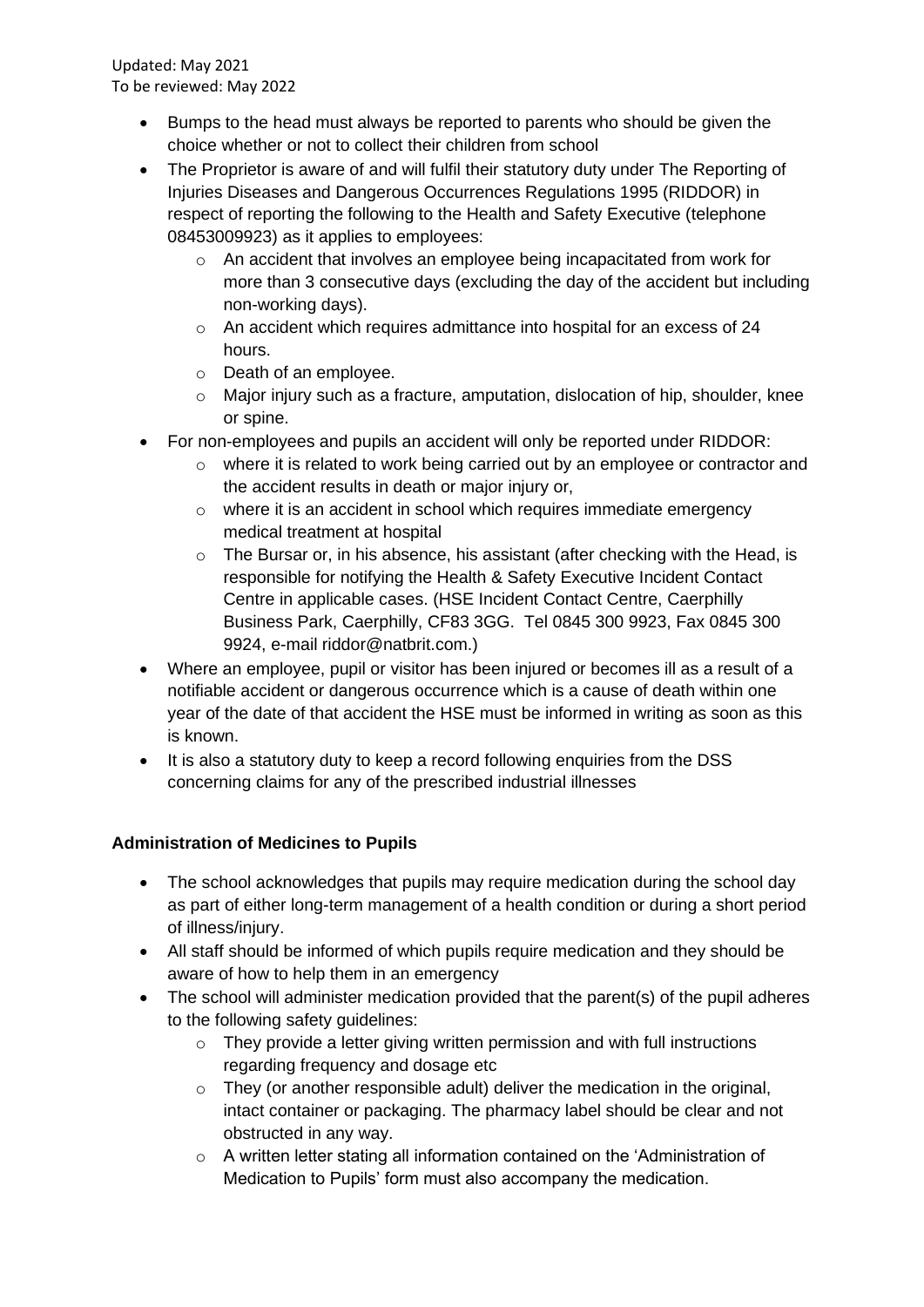Updated: May 2021
To be reviewed: May 2022

- Bumps to the head must always be reported to parents who should be given the choice whether or not to collect their children from school
- The Proprietor is aware of and will fulfil their statutory duty under The Reporting of Injuries Diseases and Dangerous Occurrences Regulations 1995 (RIDDOR) in respect of reporting the following to the Health and Safety Executive (telephone 08453009923) as it applies to employees:
  - An accident that involves an employee being incapacitated from work for more than 3 consecutive days (excluding the day of the accident but including non-working days).
  - An accident which requires admittance into hospital for an excess of 24 hours.
  - Death of an employee.
  - Major injury such as a fracture, amputation, dislocation of hip, shoulder, knee or spine.
- For non-employees and pupils an accident will only be reported under RIDDOR:
  - where it is related to work being carried out by an employee or contractor and the accident results in death or major injury or,
  - where it is an accident in school which requires immediate emergency medical treatment at hospital
  - The Bursar or, in his absence, his assistant (after checking with the Head, is responsible for notifying the Health & Safety Executive Incident Contact Centre in applicable cases. (HSE Incident Contact Centre, Caerphilly Business Park, Caerphilly, CF83 3GG. Tel 0845 300 9923, Fax 0845 300 9924, e-mail riddor@natbrit.com.)
- Where an employee, pupil or visitor has been injured or becomes ill as a result of a notifiable accident or dangerous occurrence which is a cause of death within one year of the date of that accident the HSE must be informed in writing as soon as this is known.
- It is also a statutory duty to keep a record following enquiries from the DSS concerning claims for any of the prescribed industrial illnesses

**Administration of Medicines to Pupils**

- The school acknowledges that pupils may require medication during the school day as part of either long-term management of a health condition or during a short period of illness/injury.
- All staff should be informed of which pupils require medication and they should be aware of how to help them in an emergency
- The school will administer medication provided that the parent(s) of the pupil adheres to the following safety guidelines:
  - They provide a letter giving written permission and with full instructions regarding frequency and dosage etc
  - They (or another responsible adult) deliver the medication in the original, intact container or packaging. The pharmacy label should be clear and not obstructed in any way.
  - A written letter stating all information contained on the 'Administration of Medication to Pupils' form must also accompany the medication.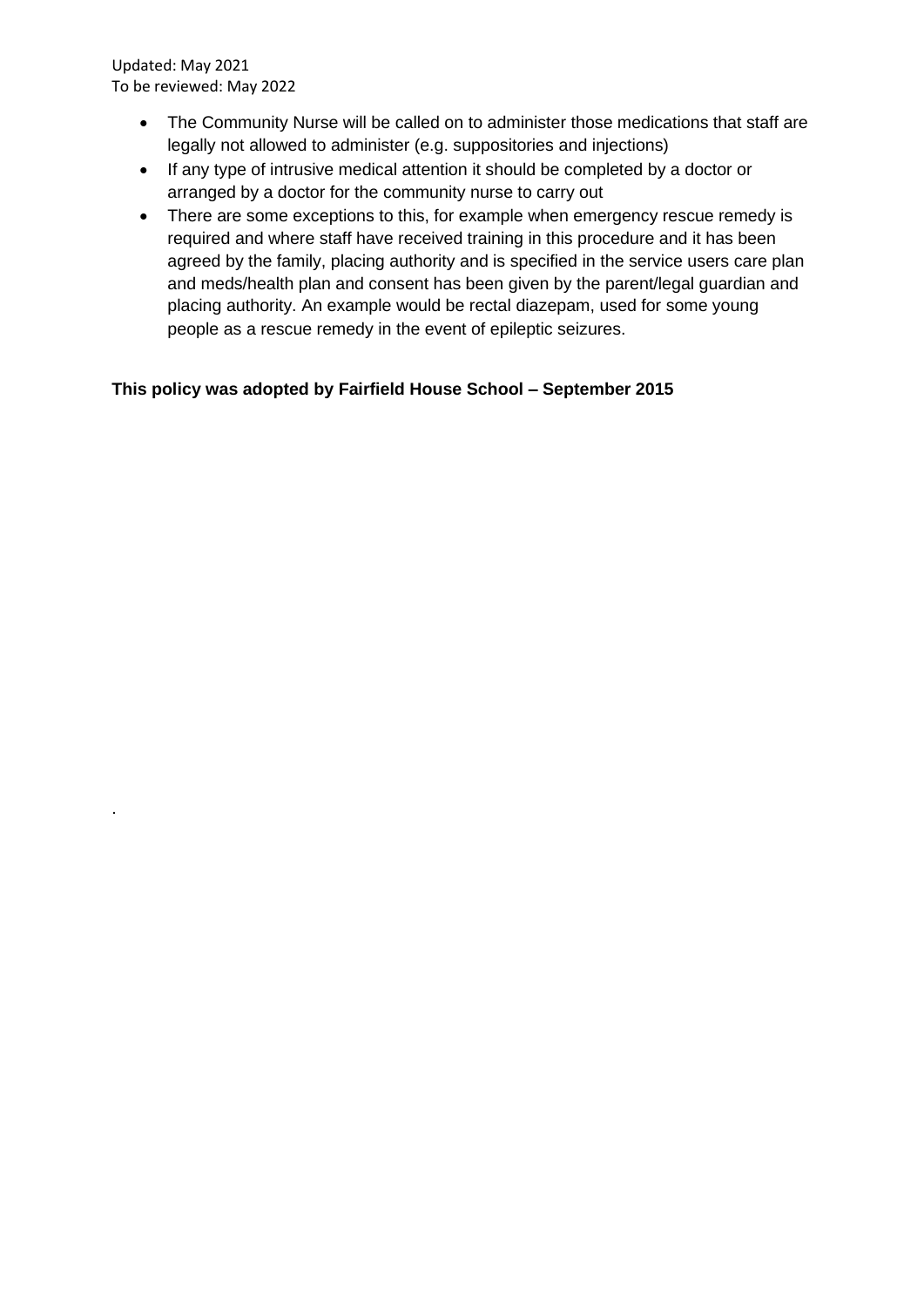- The Community Nurse will be called on to administer those medications that staff are legally not allowed to administer (e.g. suppositories and injections)
- If any type of intrusive medical attention it should be completed by a doctor or arranged by a doctor for the community nurse to carry out
- There are some exceptions to this, for example when emergency rescue remedy is required and where staff have received training in this procedure and it has been agreed by the family, placing authority and is specified in the service users care plan and meds/health plan and consent has been given by the parent/legal guardian and placing authority. An example would be rectal diazepam, used for some young people as a rescue remedy in the event of epileptic seizures.

**This policy was adopted by Fairfield House School – September 2015**

.